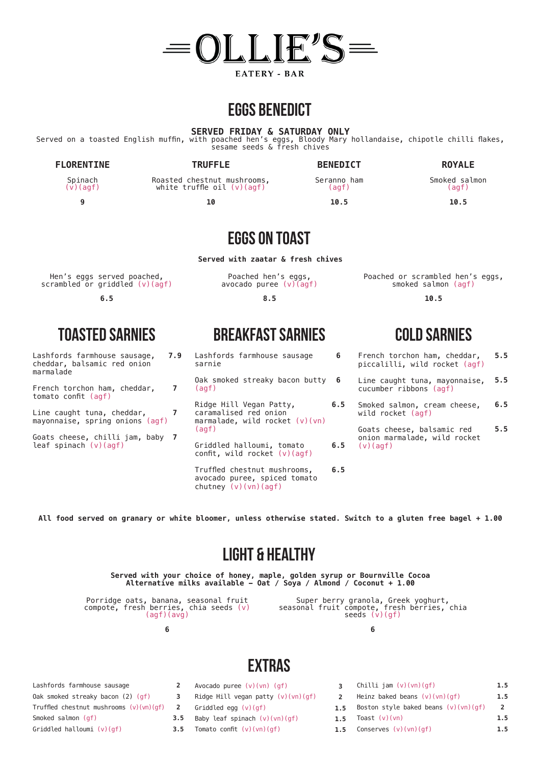# OLLIE'S

EATERY - BAR

## EGGS BENEDICT

**SERVED FRIDAY & SATURDAY ONLY**

Served on a toasted English muffin, with poached hen's eggs, Bloody Mary hollandaise, chipotle chilli flakes, sesame seeds & fresh chives

| FLORENTINE | TRUFFLE | BENEDICT | ROYALE |
|---|---|---|---|
| Spinach (v)(agf) | Roasted chestnut mushrooms, white truffle oil (v)(agf) | Seranno ham (agf) | Smoked salmon (agf) |
| 9 | 10 | 10.5 | 10.5 |

## EGGS ON TOAST

**Served with zaatar & fresh chives**

| Hen's eggs served poached, scrambled or griddled (v)(agf) | Poached hen's eggs, avocado puree (v)(agf) | Poached or scrambled hen's eggs, smoked salmon (agf) |
|---|---|---|
| 6.5 | 8.5 | 10.5 |

## TOASTED SARNIES

| Item | Price |
|---|---|
| Lashfords farmhouse sausage, cheddar, balsamic red onion marmalade | 7.9 |
| French torchon ham, cheddar, tomato confit (agf) | 7 |
| Line caught tuna, cheddar, mayonnaise, spring onions (agf) | 7 |
| Goats cheese, chilli jam, baby leaf spinach (v)(agf) | 7 |

## BREAKFAST SARNIES

| Item | Price |
|---|---|
| Lashfords farmhouse sausage sarnie | 6 |
| Oak smoked streaky bacon butty (agf) | 6 |
| Ridge Hill Vegan Patty, caramalised red onion marmalade, wild rocket (v)(vn)(agf) | 6.5 |
| Griddled halloumi, tomato confit, wild rocket (v)(agf) | 6.5 |
| Truffled chestnut mushrooms, avocado puree, spiced tomato chutney (v)(vn)(agf) | 6.5 |

## COLD SARNIES

| Item | Price |
|---|---|
| French torchon ham, cheddar, piccalilli, wild rocket (agf) | 5.5 |
| Line caught tuna, mayonnaise, cucumber ribbons (agf) | 5.5 |
| Smoked salmon, cream cheese, wild rocket (agf) | 6.5 |
| Goats cheese, balsamic red onion marmalade, wild rocket (v)(agf) | 5.5 |

**All food served on granary or white bloomer, unless otherwise stated. Switch to a gluten free bagel + 1.00**

## LIGHT & HEALTHY

**Served with your choice of honey, maple, golden syrup or Bournville Cocoa**
**Alternative milks available – Oat / Soya / Almond / Coconut + 1.00**

| Porridge oats, banana, seasonal fruit compote, fresh berries, chia seeds (v)(agf)(avg) | Super berry granola, Greek yoghurt, seasonal fruit compote, fresh berries, chia seeds (v)(gf) |
|---|---|
| 6 | 6 |

## EXTRAS

| Item | Price |
|---|---|
| Lashfords farmhouse sausage | 2 |
| Oak smoked streaky bacon (2) (gf) | 3 |
| Truffled chestnut mushrooms (v)(vn)(gf) | 2 |
| Smoked salmon (gf) | 3.5 |
| Griddled halloumi (v)(gf) | 3.5 |
| Avocado puree (v)(vn) (gf) | 3 |
| Ridge Hill vegan patty (v)(vn)(gf) | 2 |
| Griddled egg (v)(gf) | 1.5 |
| Baby leaf spinach (v)(vn)(gf) | 1.5 |
| Tomato confit (v)(vn)(gf) | 1.5 |
| Chilli jam (v)(vn)(gf) | 1.5 |
| Heinz baked beans (v)(vn)(gf) | 1.5 |
| Boston style baked beans (v)(vn)(gf) | 2 |
| Toast (v)(vn) | 1.5 |
| Conserves (v)(vn)(gf) | 1.5 |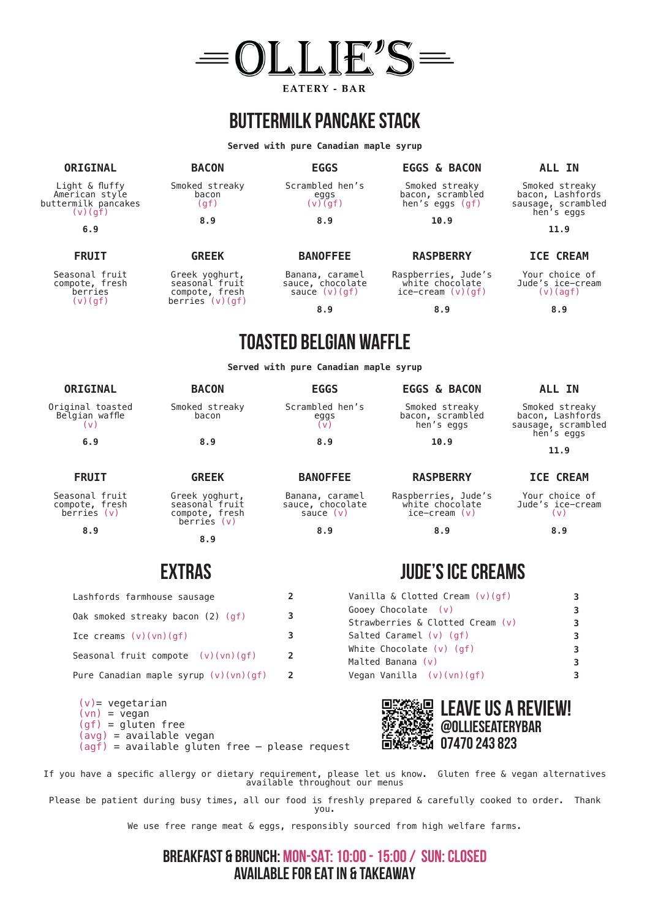# OLLIE'S

EATERY - BAR

## BUTTERMILK PANCAKE STACK

**Served with pure Canadian maple syrup**

### ORIGINAL

Light & fluffy American style buttermilk pancakes (v)(gf)

6.9

### BACON

Smoked streaky bacon (gf)

8.9

### EGGS

Scrambled hen's eggs (v)(gf)

8.9

### EGGS & BACON

Smoked streaky bacon, scrambled hen's eggs (gf)

10.9

### ALL IN

Smoked streaky bacon, Lashfords sausage, scrambled hen's eggs

11.9

### FRUIT

Seasonal fruit compote, fresh berries (v)(gf)

### GREEK

Greek yoghurt, seasonal fruit compote, fresh berries (v)(gf)

### BANOFFEE

Banana, caramel sauce, chocolate sauce (v)(gf)

8.9

### RASPBERRY

Raspberries, Jude's white chocolate ice-cream (v)(gf)

8.9

### ICE CREAM

Your choice of Jude's ice-cream (v)(agf)

8.9

## TOASTED BELGIAN WAFFLE

**Served with pure Canadian maple syrup**

### ORIGINAL

Original toasted Belgian waffle (v)

6.9

### BACON

Smoked streaky bacon

8.9

### EGGS

Scrambled hen's eggs (v)

8.9

### EGGS & BACON

Smoked streaky bacon, scrambled hen's eggs

10.9

### ALL IN

Smoked streaky bacon, Lashfords sausage, scrambled hen's eggs

11.9

### FRUIT

Seasonal fruit compote, fresh berries (v)

8.9

### GREEK

Greek yoghurt, seasonal fruit compote, fresh berries (v)

8.9

### BANOFFEE

Banana, caramel sauce, chocolate sauce (v)

8.9

### RASPBERRY

Raspberries, Jude's white chocolate ice-cream (v)

8.9

### ICE CREAM

Your choice of Jude's ice-cream (v)

8.9

## EXTRAS

| | |
|---|---|
| Lashfords farmhouse sausage | 2 |
| Oak smoked streaky bacon (2) (gf) | 3 |
| Ice creams (v)(vn)(gf) | 3 |
| Seasonal fruit compote (v)(vn)(gf) | 2 |
| Pure Canadian maple syrup (v)(vn)(gf) | 2 |

## JUDE'S ICE CREAMS

| | |
|---|---|
| Vanilla & Clotted Cream (v)(gf) | 3 |
| Gooey Chocolate (v) | 3 |
| Strawberries & Clotted Cream (v) | 3 |
| Salted Caramel (v) (gf) | 3 |
| White Chocolate (v) (gf) | 3 |
| Malted Banana (v) | 3 |
| Vegan Vanilla (v)(vn)(gf) | 3 |

(v)= vegetarian
(vn) = vegan
(gf) = gluten free
(avg) = available vegan
(agf) = available gluten free – please request

**LEAVE US A REVIEW!**
**@OLLIESEATERYBAR**
**07470 243 823**

If you have a specific allergy or dietary requirement, please let us know. Gluten free & vegan alternatives available throughout our menus

Please be patient during busy times, all our food is freshly prepared & carefully cooked to order. Thank you.

We use free range meat & eggs, responsibly sourced from high welfare farms.

**BREAKFAST & BRUNCH: MON-SAT: 10:00 - 15:00 / SUN: CLOSED**
**AVAILABLE FOR EAT IN & TAKEAWAY**